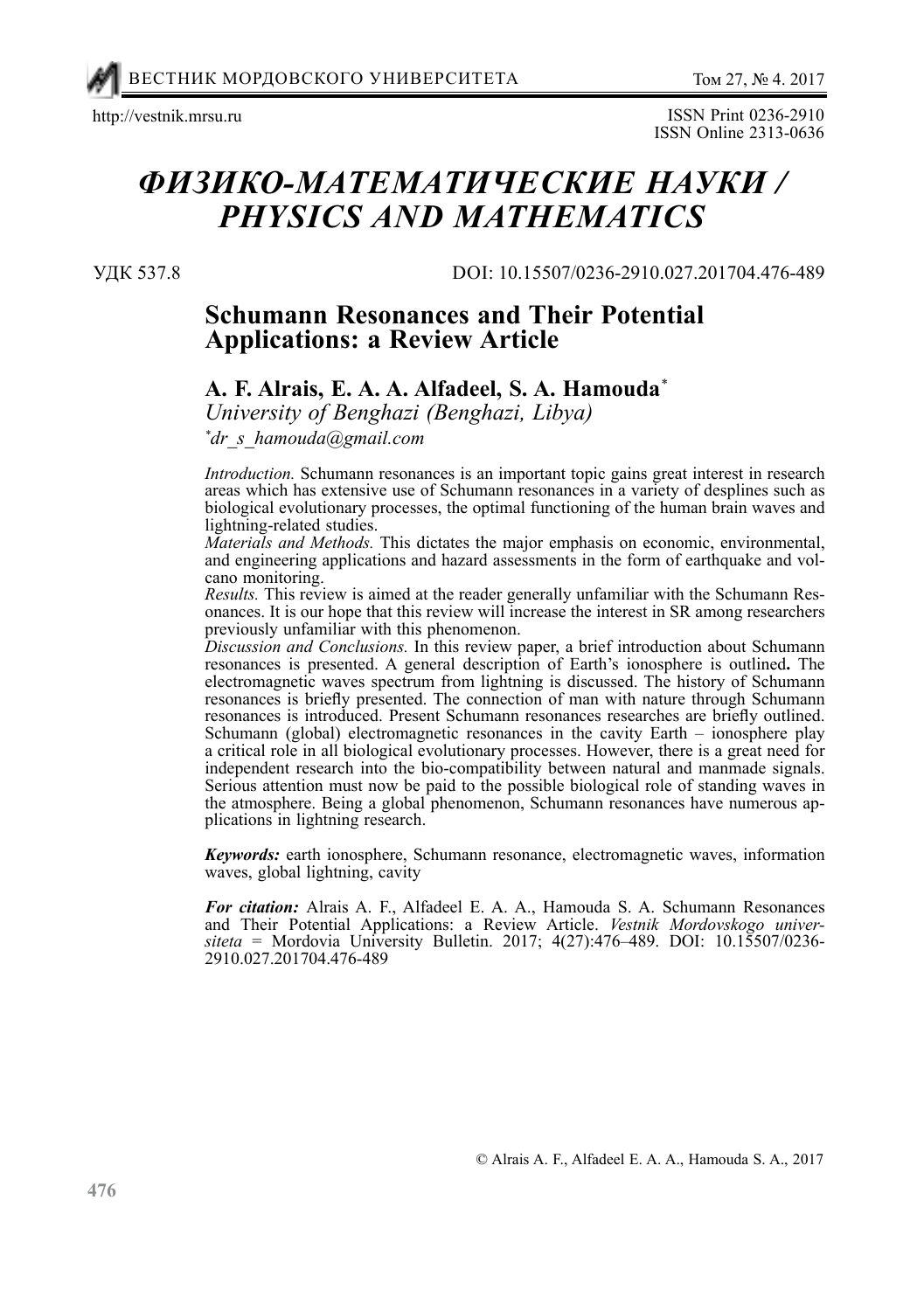# ФИЗИКО-МАТЕМАТИЧЕСКИЕ НАУКИ / PHYSICS AND MATHEMATICS

УДК 537.8

DOI: 10.15507/0236-2910.027.201704.476-489

## Schumann Resonances and Their Potential Applications: a Review Article

**A. F. Alrais, E. A. A. Alfadeel, S. A. Hamouda***

*University of Benghazi (Benghazi, Libya)*

*\*dr_s_hamouda@gmail.com*

*Introduction.* Schumann resonances is an important topic gains great interest in research areas which has extensive use of Schumann resonances in a variety of desplines such as biological evolutionary processes, the optimal functioning of the human brain waves and lightning-related studies.

*Materials and Methods.* This dictates the major emphasis on economic, environmental, and engineering applications and hazard assessments in the form of earthquake and volcano monitoring.

*Results.* This review is aimed at the reader generally unfamiliar with the Schumann Resonances. It is our hope that this review will increase the interest in SR among researchers previously unfamiliar with this phenomenon.

*Discussion and Conclusions.* In this review paper, a brief introduction about Schumann resonances is presented. A general description of Earth's ionosphere is outlined**.** The electromagnetic waves spectrum from lightning is discussed. The history of Schumann resonances is briefly presented. The connection of man with nature through Schumann resonances is introduced. Present Schumann resonances researches are briefly outlined. Schumann (global) electromagnetic resonances in the cavity Earth – ionosphere play a critical role in all biological evolutionary processes. However, there is a great need for independent research into the bio-compatibility between natural and manmade signals. Serious attention must now be paid to the possible biological role of standing waves in the atmosphere. Being a global phenomenon, Schumann resonances have numerous applications in lightning research.

***Keywords:*** earth ionosphere, Schumann resonance, electromagnetic waves, information waves, global lightning, cavity

***For citation:*** Alrais A. F., Alfadeel E. A. A., Hamouda S. A. Schumann Resonances and Their Potential Applications: a Review Article. *Vestnik Mordovskogo universiteta* = Mordovia University Bulletin. 2017; 4(27):476–489. DOI: 10.15507/0236-2910.027.201704.476-489

© Alrais A. F., Alfadeel E. A. A., Hamouda S. A., 2017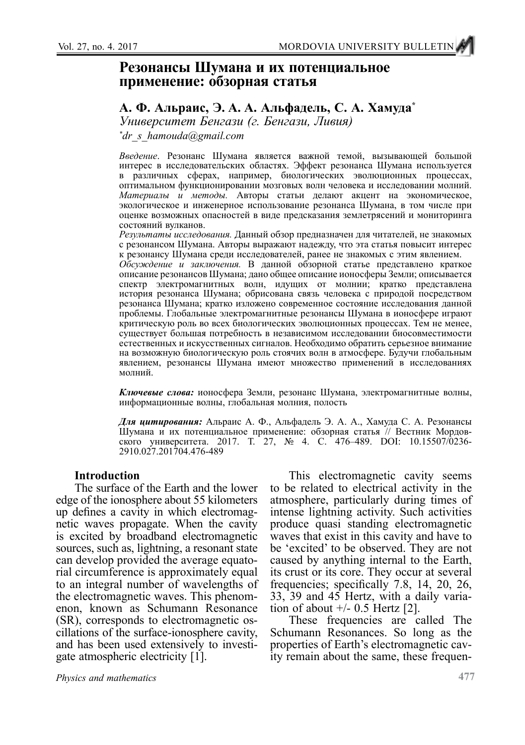# Резонансы Шумана и их потенциальное применение: обзорная статья

**А. Ф. Альраис, Э. А. А. Альфадель, С. А. Хамуда***

*Университет Бенгази (г. Бенгази, Ливия)*

*\*dr_s_hamouda@gmail.com*

*Введение.* Резонанс Шумана является важной темой, вызывающей большой интерес в исследовательских областях. Эффект резонанса Шумана используется в различных сферах, например, биологических эволюционных процессах, оптимальном функционировании мозговых волн человека и исследовании молний.

*Материалы и методы.* Авторы статьи делают акцент на экономическое, экологическое и инженерное использование резонанса Шумана, в том числе при оценке возможных опасностей в виде предсказания землетрясений и мониторинга состояний вулканов.

*Результаты исследования.* Данный обзор предназначен для читателей, не знакомых с резонансом Шумана. Авторы выражают надежду, что эта статья повысит интерес к резонансу Шумана среди исследователей, ранее не знакомых с этим явлением.

*Обсуждение и заключения.* В данной обзорной статье представлено краткое описание резонансов Шумана; дано общее описание ионосферы Земли; описывается спектр электромагнитных волн, идущих от молнии; кратко представлена история резонанса Шумана; обрисована связь человека с природой посредством резонанса Шумана; кратко изложено современное состояние исследования данной проблемы. Глобальные электромагнитные резонансы Шумана в ионосфере играют критическую роль во всех биологических эволюционных процессах. Тем не менее, существует большая потребность в независимом исследовании биосовместимости естественных и искусственных сигналов. Необходимо обратить серьезное внимание на возможную биологическую роль стоячих волн в атмосфере. Будучи глобальным явлением, резонансы Шумана имеют множество применений в исследованиях молний.

***Ключевые слова:*** ионосфера Земли, резонанс Шумана, электромагнитные волны, информационные волны, глобальная молния, полость

***Для цитирования:*** Альраис А. Ф., Альфадель Э. А. А., Хамуда С. А. Резонансы Шумана и их потенциальное применение: обзорная статья // Вестник Мордовского университета. 2017. Т. 27, № 4. С. 476–489. DOI: 10.15507/0236-2910.027.201704.476-489

## Introduction

The surface of the Earth and the lower edge of the ionosphere about 55 kilometers up defines a cavity in which electromagnetic waves propagate. When the cavity is excited by broadband electromagnetic sources, such as, lightning, a resonant state can develop provided the average equatorial circumference is approximately equal to an integral number of wavelengths of the electromagnetic waves. This phenomenon, known as Schumann Resonance (SR), corresponds to electromagnetic oscillations of the surface-ionosphere cavity, and has been used extensively to investigate atmospheric electricity [1].

This electromagnetic cavity seems to be related to electrical activity in the atmosphere, particularly during times of intense lightning activity. Such activities produce quasi standing electromagnetic waves that exist in this cavity and have to be 'excited' to be observed. They are not caused by anything internal to the Earth, its crust or its core. They occur at several frequencies; specifically 7.8, 14, 20, 26, 33, 39 and 45 Hertz, with a daily variation of about +/- 0.5 Hertz [2].

These frequencies are called The Schumann Resonances. So long as the properties of Earth's electromagnetic cavity remain about the same, these frequen-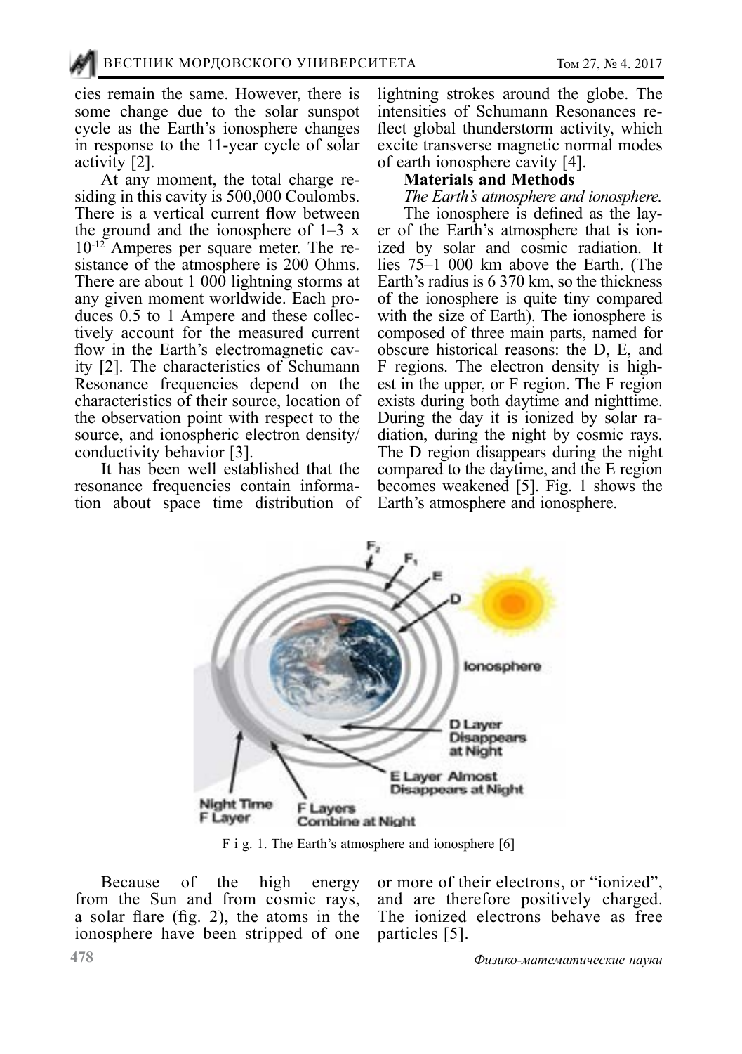cies remain the same. However, there is some change due to the solar sunspot cycle as the Earth's ionosphere changes in response to the 11-year cycle of solar activity [2].

At any moment, the total charge residing in this cavity is 500,000 Coulombs. There is a vertical current flow between the ground and the ionosphere of 1–3 x $10^{-12}$ Amperes per square meter. The resistance of the atmosphere is 200 Ohms. There are about 1 000 lightning storms at any given moment worldwide. Each produces 0.5 to 1 Ampere and these collectively account for the measured current flow in the Earth's electromagnetic cavity [2]. The characteristics of Schumann Resonance frequencies depend on the characteristics of their source, location of the observation point with respect to the source, and ionospheric electron density/conductivity behavior [3].

It has been well established that the resonance frequencies contain information about space time distribution of lightning strokes around the globe. The intensities of Schumann Resonances reflect global thunderstorm activity, which excite transverse magnetic normal modes of earth ionosphere cavity [4].

**Materials and Methods**

*The Earth's atmosphere and ionosphere.*

The ionosphere is defined as the layer of the Earth's atmosphere that is ionized by solar and cosmic radiation. It lies 75–1 000 km above the Earth. (The Earth's radius is 6 370 km, so the thickness of the ionosphere is quite tiny compared with the size of Earth). The ionosphere is composed of three main parts, named for obscure historical reasons: the D, E, and F regions. The electron density is highest in the upper, or F region. The F region exists during both daytime and nighttime. During the day it is ionized by solar radiation, during the night by cosmic rays. The D region disappears during the night compared to the daytime, and the E region becomes weakened [5]. Fig. 1 shows the Earth's atmosphere and ionosphere.

F i g. 1. The Earth's atmosphere and ionosphere [6]

Because of the high energy from the Sun and from cosmic rays, a solar flare (fig. 2), the atoms in the ionosphere have been stripped of one or more of their electrons, or "ionized", and are therefore positively charged. The ionized electrons behave as free particles [5].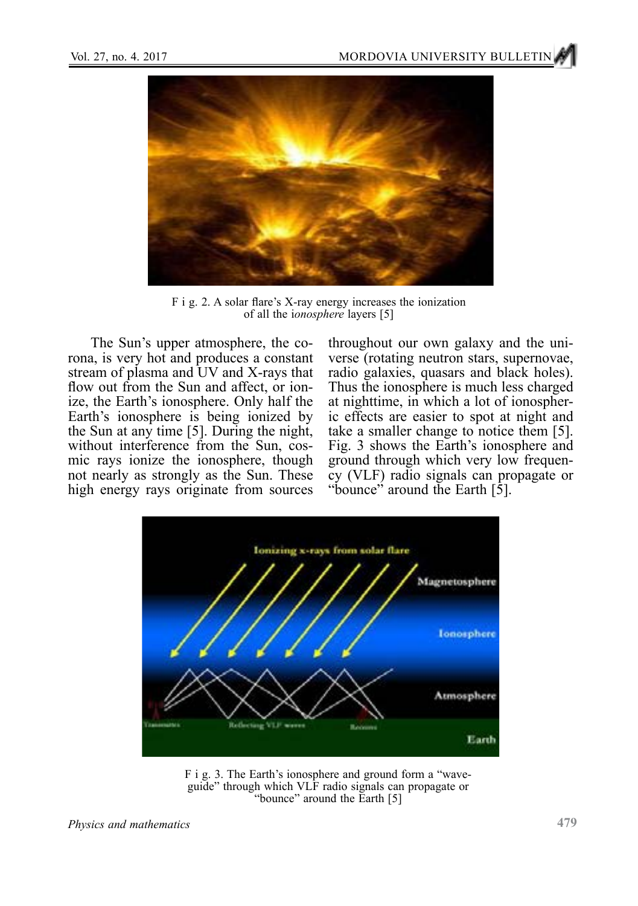F i g. 2. A solar flare's X-ray energy increases the ionization of all the i*onosphere* layers [5]

The Sun's upper atmosphere, the corona, is very hot and produces a constant stream of plasma and UV and X-rays that flow out from the Sun and affect, or ionize, the Earth's ionosphere. Only half the Earth's ionosphere is being ionized by the Sun at any time [5]. During the night, without interference from the Sun, cosmic rays ionize the ionosphere, though not nearly as strongly as the Sun. These high energy rays originate from sources throughout our own galaxy and the universe (rotating neutron stars, supernovae, radio galaxies, quasars and black holes). Thus the ionosphere is much less charged at nighttime, in which a lot of ionospheric effects are easier to spot at night and take a smaller change to notice them [5]. Fig. 3 shows the Earth's ionosphere and ground through which very low frequency (VLF) radio signals can propagate or "bounce" around the Earth [5].

F i g. 3. The Earth's ionosphere and ground form a "wave-guide" through which VLF radio signals can propagate or "bounce" around the Earth [5]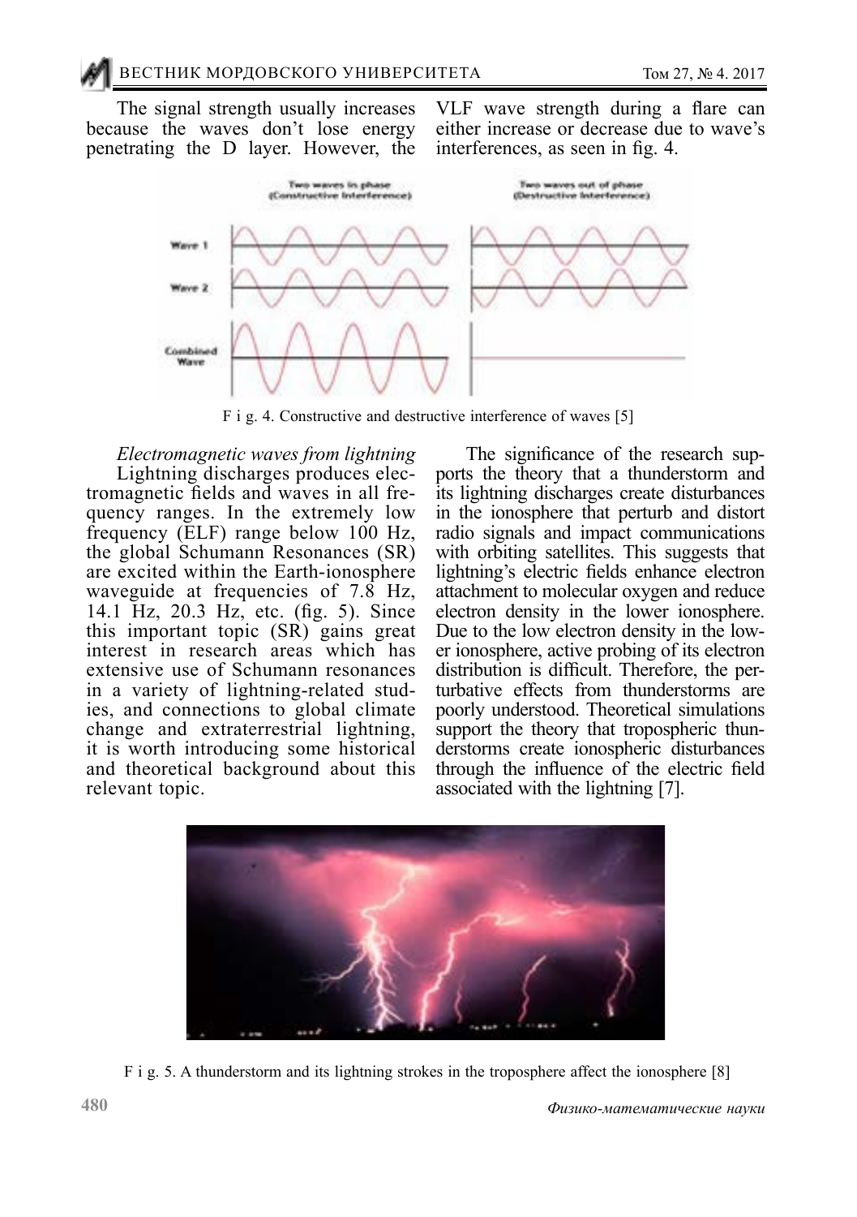The signal strength usually increases because the waves don't lose energy penetrating the D layer. However, the VLF wave strength during a flare can either increase or decrease due to wave's interferences, as seen in fig. 4.

F i g. 4. Constructive and destructive interference of waves [5]

*Electromagnetic waves from lightning*

Lightning discharges produces electromagnetic fields and waves in all frequency ranges. In the extremely low frequency (ELF) range below 100 Hz, the global Schumann Resonances (SR) are excited within the Earth-ionosphere waveguide at frequencies of 7.8 Hz, 14.1 Hz, 20.3 Hz, etc. (fig. 5). Since this important topic (SR) gains great interest in research areas which has extensive use of Schumann resonances in a variety of lightning-related studies, and connections to global climate change and extraterrestrial lightning, it is worth introducing some historical and theoretical background about this relevant topic.

The significance of the research supports the theory that a thunderstorm and its lightning discharges create disturbances in the ionosphere that perturb and distort radio signals and impact communications with orbiting satellites. This suggests that lightning's electric fields enhance electron attachment to molecular oxygen and reduce electron density in the lower ionosphere. Due to the low electron density in the lower ionosphere, active probing of its electron distribution is difficult. Therefore, the perturbative effects from thunderstorms are poorly understood. Theoretical simulations support the theory that tropospheric thunderstorms create ionospheric disturbances through the influence of the electric field associated with the lightning [7].

F i g. 5. A thunderstorm and its lightning strokes in the troposphere affect the ionosphere [8]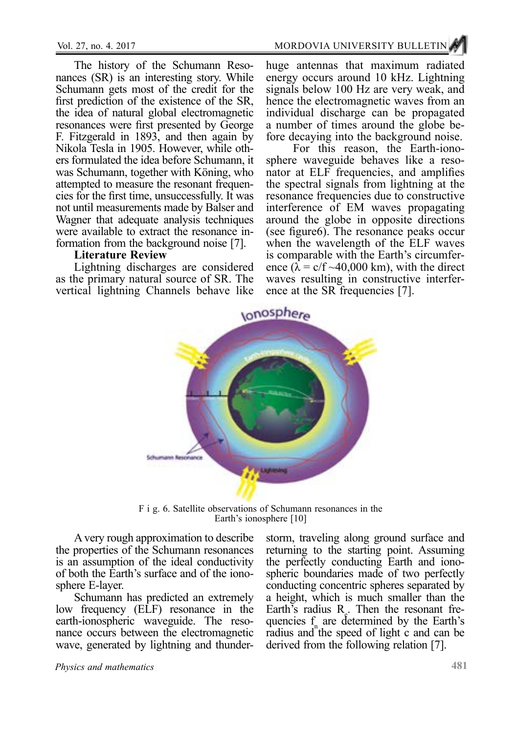The history of the Schumann Resonances (SR) is an interesting story. While Schumann gets most of the credit for the first prediction of the existence of the SR, the idea of natural global electromagnetic resonances were first presented by George F. Fitzgerald in 1893, and then again by Nikola Tesla in 1905. However, while others formulated the idea before Schumann, it was Schumann, together with Köning, who attempted to measure the resonant frequencies for the first time, unsuccessfully. It was not until measurements made by Balser and Wagner that adequate analysis techniques were available to extract the resonance information from the background noise [7].

**Literature Review**

Lightning discharges are considered as the primary natural source of SR. The vertical lightning Channels behave like huge antennas that maximum radiated energy occurs around 10 kHz. Lightning signals below 100 Hz are very weak, and hence the electromagnetic waves from an individual discharge can be propagated a number of times around the globe before decaying into the background noise.

For this reason, the Earth-ionosphere waveguide behaves like a resonator at ELF frequencies, and amplifies the spectral signals from lightning at the resonance frequencies due to constructive interference of EM waves propagating around the globe in opposite directions (see figure6). The resonance peaks occur when the wavelength of the ELF waves is comparable with the Earth's circumference ($\lambda = c/f \sim 40{,}000$ km), with the direct waves resulting in constructive interference at the SR frequencies [7].

F i g. 6. Satellite observations of Schumann resonances in the Earth's ionosphere [10]

A very rough approximation to describe the properties of the Schumann resonances is an assumption of the ideal conductivity of both the Earth's surface and of the ionosphere E-layer.

Schumann has predicted an extremely low frequency (ELF) resonance in the earth-ionospheric waveguide. The resonance occurs between the electromagnetic wave, generated by lightning and thunderstorm, traveling along ground surface and returning to the starting point. Assuming the perfectly conducting Earth and ionospheric boundaries made of two perfectly conducting concentric spheres separated by a height, which is much smaller than the Earth's radius $R_e$. Then the resonant frequencies $f_n$ are determined by the Earth's radius and the speed of light c and can be derived from the following relation [7].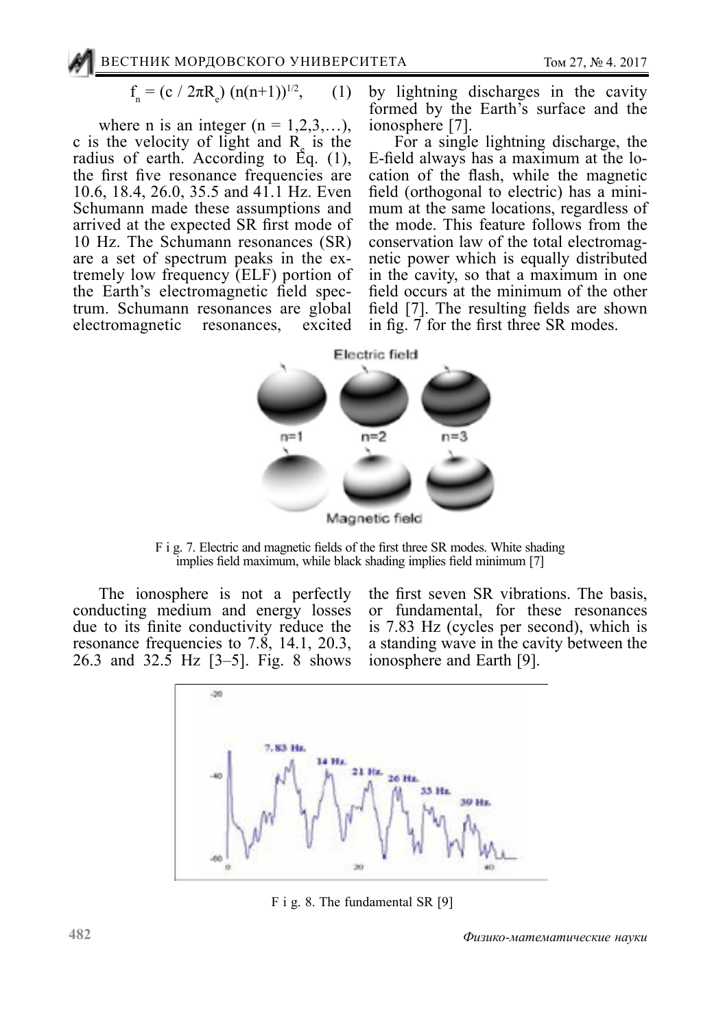$$f_n = (c / 2\pi R_e)\,(n(n+1))^{1/2}, \qquad (1)$$

where n is an integer ($n = 1,2,3,\ldots$), c is the velocity of light and $R_e$ is the radius of earth. According to Eq. (1), the first five resonance frequencies are 10.6, 18.4, 26.0, 35.5 and 41.1 Hz. Even Schumann made these assumptions and arrived at the expected SR first mode of 10 Hz. The Schumann resonances (SR) are a set of spectrum peaks in the extremely low frequency (ELF) portion of the Earth's electromagnetic field spectrum. Schumann resonances are global electromagnetic resonances, excited by lightning discharges in the cavity formed by the Earth's surface and the ionosphere [7].

For a single lightning discharge, the E-field always has a maximum at the location of the flash, while the magnetic field (orthogonal to electric) has a minimum at the same locations, regardless of the mode. This feature follows from the conservation law of the total electromagnetic power which is equally distributed in the cavity, so that a maximum in one field occurs at the minimum of the other field [7]. The resulting fields are shown in fig. 7 for the first three SR modes.

F i g. 7. Electric and magnetic fields of the first three SR modes. White shading implies field maximum, while black shading implies field minimum [7]

The ionosphere is not a perfectly conducting medium and energy losses due to its finite conductivity reduce the resonance frequencies to 7.8, 14.1, 20.3, 26.3 and 32.5 Hz [3–5]. Fig. 8 shows the first seven SR vibrations. The basis, or fundamental, for these resonances is 7.83 Hz (cycles per second), which is a standing wave in the cavity between the ionosphere and Earth [9].

F i g. 8. The fundamental SR [9]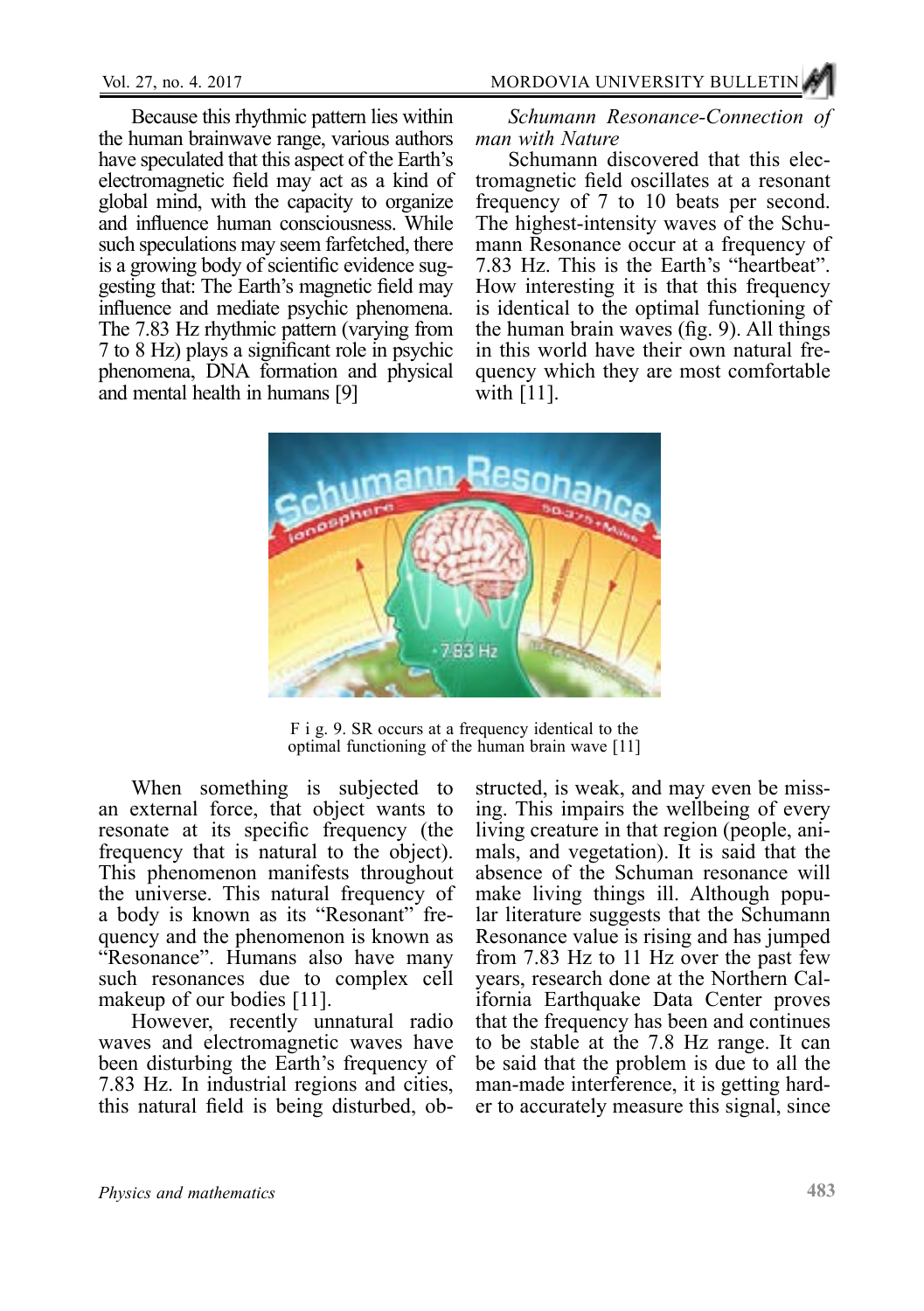Because this rhythmic pattern lies within the human brainwave range, various authors have speculated that this aspect of the Earth's electromagnetic field may act as a kind of global mind, with the capacity to organize and influence human consciousness. While such speculations may seem farfetched, there is a growing body of scientific evidence suggesting that: The Earth's magnetic field may influence and mediate psychic phenomena. The 7.83 Hz rhythmic pattern (varying from 7 to 8 Hz) plays a significant role in psychic phenomena, DNA formation and physical and mental health in humans [9]

*Schumann Resonance-Connection of man with Nature*

Schumann discovered that this electromagnetic field oscillates at a resonant frequency of 7 to 10 beats per second. The highest-intensity waves of the Schumann Resonance occur at a frequency of 7.83 Hz. This is the Earth's "heartbeat". How interesting it is that this frequency is identical to the optimal functioning of the human brain waves (fig. 9). All things in this world have their own natural frequency which they are most comfortable with [11].

F i g. 9. SR occurs at a frequency identical to the optimal functioning of the human brain wave [11]

When something is subjected to an external force, that object wants to resonate at its specific frequency (the frequency that is natural to the object). This phenomenon manifests throughout the universe. This natural frequency of a body is known as its "Resonant" frequency and the phenomenon is known as "Resonance". Humans also have many such resonances due to complex cell makeup of our bodies [11].

However, recently unnatural radio waves and electromagnetic waves have been disturbing the Earth's frequency of 7.83 Hz. In industrial regions and cities, this natural field is being disturbed, obstructed, is weak, and may even be missing. This impairs the wellbeing of every living creature in that region (people, animals, and vegetation). It is said that the absence of the Schuman resonance will make living things ill. Although popular literature suggests that the Schumann Resonance value is rising and has jumped from 7.83 Hz to 11 Hz over the past few years, research done at the Northern California Earthquake Data Center proves that the frequency has been and continues to be stable at the 7.8 Hz range. It can be said that the problem is due to all the man-made interference, it is getting harder to accurately measure this signal, since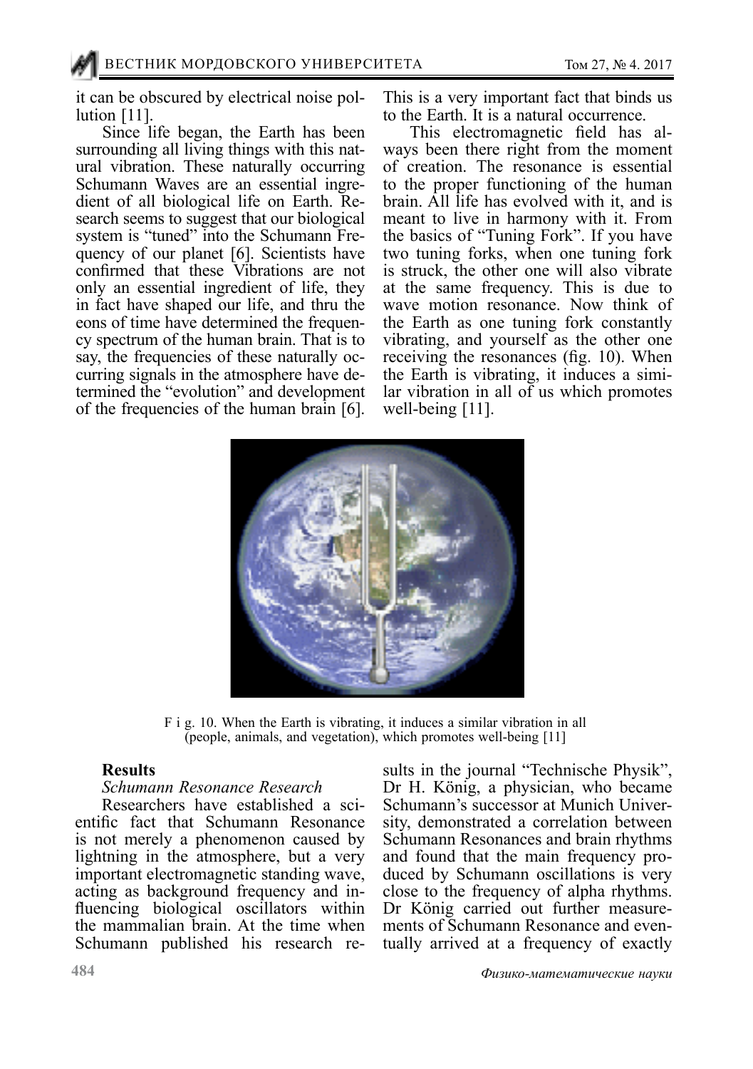it can be obscured by electrical noise pollution [11].

Since life began, the Earth has been surrounding all living things with this natural vibration. These naturally occurring Schumann Waves are an essential ingredient of all biological life on Earth. Research seems to suggest that our biological system is "tuned" into the Schumann Frequency of our planet [6]. Scientists have confirmed that these Vibrations are not only an essential ingredient of life, they in fact have shaped our life, and thru the eons of time have determined the frequency spectrum of the human brain. That is to say, the frequencies of these naturally occurring signals in the atmosphere have determined the "evolution" and development of the frequencies of the human brain [6]. This is a very important fact that binds us to the Earth. It is a natural occurrence.

This electromagnetic field has always been there right from the moment of creation. The resonance is essential to the proper functioning of the human brain. All life has evolved with it, and is meant to live in harmony with it. From the basics of "Tuning Fork". If you have two tuning forks, when one tuning fork is struck, the other one will also vibrate at the same frequency. This is due to wave motion resonance. Now think of the Earth as one tuning fork constantly vibrating, and yourself as the other one receiving the resonances (fig. 10). When the Earth is vibrating, it induces a similar vibration in all of us which promotes well-being [11].

F i g. 10. When the Earth is vibrating, it induces a similar vibration in all (people, animals, and vegetation), which promotes well-being [11]

**Results**

*Schumann Resonance Research*

Researchers have established a scientific fact that Schumann Resonance is not merely a phenomenon caused by lightning in the atmosphere, but a very important electromagnetic standing wave, acting as background frequency and influencing biological oscillators within the mammalian brain. At the time when Schumann published his research results in the journal "Technische Physik", Dr H. König, a physician, who became Schumann's successor at Munich University, demonstrated a correlation between Schumann Resonances and brain rhythms and found that the main frequency produced by Schumann oscillations is very close to the frequency of alpha rhythms. Dr König carried out further measurements of Schumann Resonance and eventually arrived at a frequency of exactly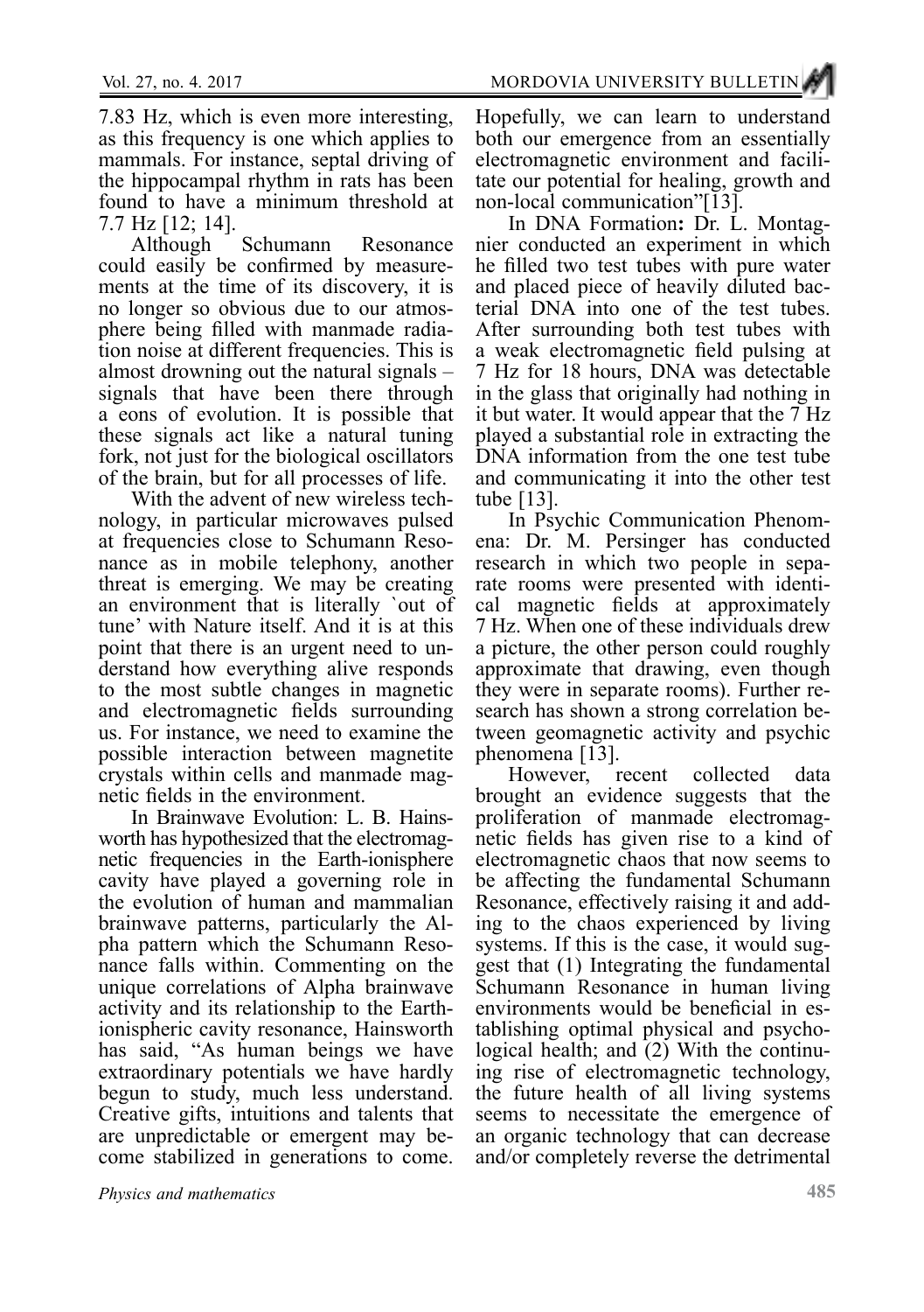7.83 Hz, which is even more interesting, as this frequency is one which applies to mammals. For instance, septal driving of the hippocampal rhythm in rats has been found to have a minimum threshold at 7.7 Hz [12; 14].

Although Schumann Resonance could easily be confirmed by measurements at the time of its discovery, it is no longer so obvious due to our atmosphere being filled with manmade radiation noise at different frequencies. This is almost drowning out the natural signals – signals that have been there through a eons of evolution. It is possible that these signals act like a natural tuning fork, not just for the biological oscillators of the brain, but for all processes of life.

With the advent of new wireless technology, in particular microwaves pulsed at frequencies close to Schumann Resonance as in mobile telephony, another threat is emerging. We may be creating an environment that is literally `out of tune' with Nature itself. And it is at this point that there is an urgent need to understand how everything alive responds to the most subtle changes in magnetic and electromagnetic fields surrounding us. For instance, we need to examine the possible interaction between magnetite crystals within cells and manmade magnetic fields in the environment.

In Brainwave Evolution: L. B. Hainsworth has hypothesized that the electromagnetic frequencies in the Earth-ionisphere cavity have played a governing role in the evolution of human and mammalian brainwave patterns, particularly the Alpha pattern which the Schumann Resonance falls within. Commenting on the unique correlations of Alpha brainwave activity and its relationship to the Earth-ionispheric cavity resonance, Hainsworth has said, "As human beings we have extraordinary potentials we have hardly begun to study, much less understand. Creative gifts, intuitions and talents that are unpredictable or emergent may become stabilized in generations to come. Hopefully, we can learn to understand both our emergence from an essentially electromagnetic environment and facilitate our potential for healing, growth and non-local communication"[13].

In DNA Formation**:** Dr. L. Montagnier conducted an experiment in which he filled two test tubes with pure water and placed piece of heavily diluted bacterial DNA into one of the test tubes. After surrounding both test tubes with a weak electromagnetic field pulsing at 7 Hz for 18 hours, DNA was detectable in the glass that originally had nothing in it but water. It would appear that the 7 Hz played a substantial role in extracting the DNA information from the one test tube and communicating it into the other test tube [13].

In Psychic Communication Phenomena: Dr. M. Persinger has conducted research in which two people in separate rooms were presented with identical magnetic fields at approximately 7 Hz. When one of these individuals drew a picture, the other person could roughly approximate that drawing, even though they were in separate rooms). Further research has shown a strong correlation between geomagnetic activity and psychic phenomena [13].

However, recent collected data brought an evidence suggests that the proliferation of manmade electromagnetic fields has given rise to a kind of electromagnetic chaos that now seems to be affecting the fundamental Schumann Resonance, effectively raising it and adding to the chaos experienced by living systems. If this is the case, it would suggest that (1) Integrating the fundamental Schumann Resonance in human living environments would be beneficial in establishing optimal physical and psychological health; and (2) With the continuing rise of electromagnetic technology, the future health of all living systems seems to necessitate the emergence of an organic technology that can decrease and/or completely reverse the detrimental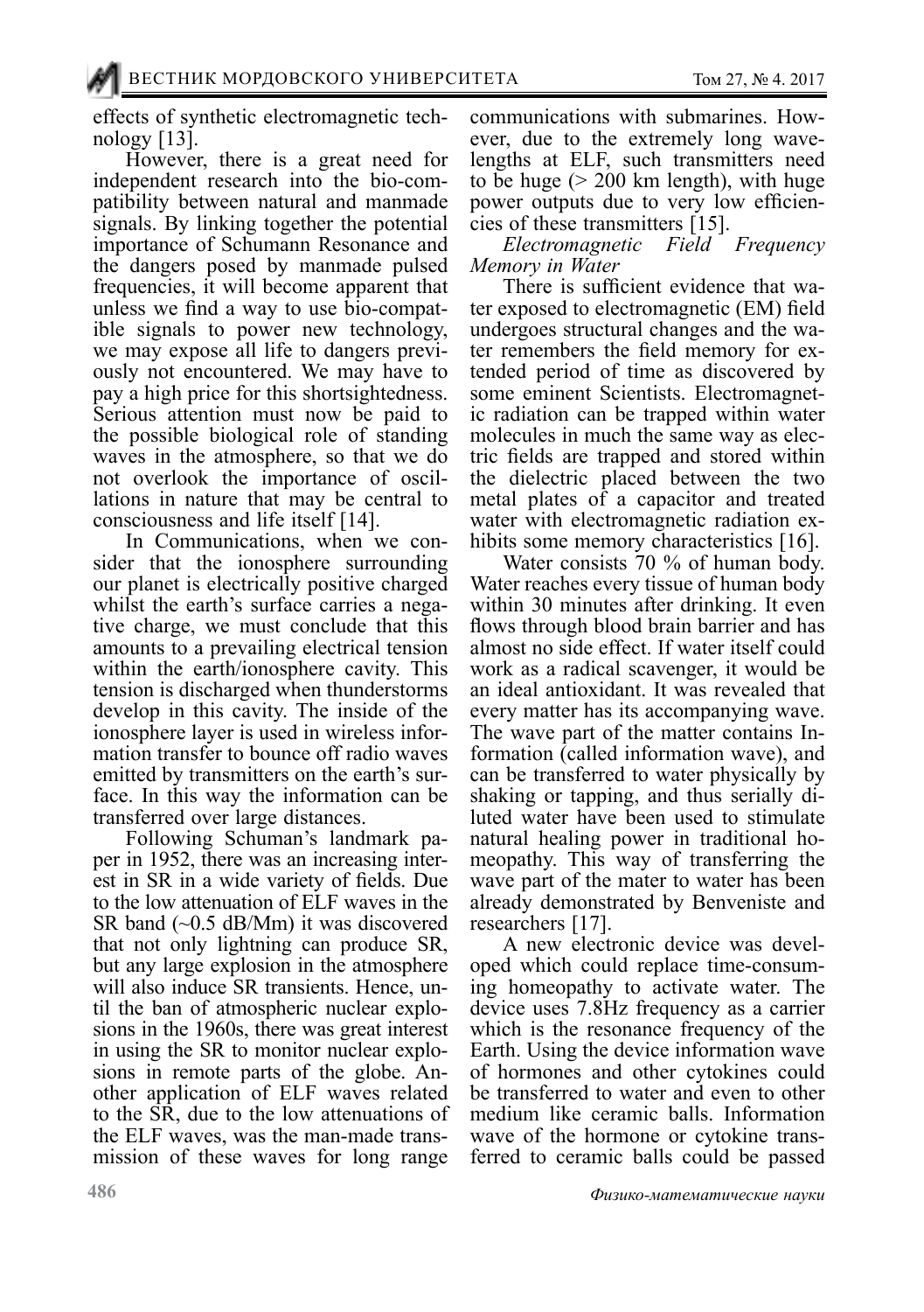effects of synthetic electromagnetic technology [13].

However, there is a great need for independent research into the bio-compatibility between natural and manmade signals. By linking together the potential importance of Schumann Resonance and the dangers posed by manmade pulsed frequencies, it will become apparent that unless we find a way to use bio-compatible signals to power new technology, we may expose all life to dangers previously not encountered. We may have to pay a high price for this shortsightedness. Serious attention must now be paid to the possible biological role of standing waves in the atmosphere, so that we do not overlook the importance of oscillations in nature that may be central to consciousness and life itself [14].

In Communications, when we consider that the ionosphere surrounding our planet is electrically positive charged whilst the earth's surface carries a negative charge, we must conclude that this amounts to a prevailing electrical tension within the earth/ionosphere cavity. This tension is discharged when thunderstorms develop in this cavity. The inside of the ionosphere layer is used in wireless information transfer to bounce off radio waves emitted by transmitters on the earth's surface. In this way the information can be transferred over large distances.

Following Schuman's landmark paper in 1952, there was an increasing interest in SR in a wide variety of fields. Due to the low attenuation of ELF waves in the SR band (~0.5 dB/Mm) it was discovered that not only lightning can produce SR, but any large explosion in the atmosphere will also induce SR transients. Hence, until the ban of atmospheric nuclear explosions in the 1960s, there was great interest in using the SR to monitor nuclear explosions in remote parts of the globe. Another application of ELF waves related to the SR, due to the low attenuations of the ELF waves, was the man-made transmission of these waves for long range communications with submarines. However, due to the extremely long wavelengths at ELF, such transmitters need to be huge (> 200 km length), with huge power outputs due to very low efficiencies of these transmitters [15].

*Electromagnetic Field Frequency Memory in Water*

There is sufficient evidence that water exposed to electromagnetic (EM) field undergoes structural changes and the water remembers the field memory for extended period of time as discovered by some eminent Scientists. Electromagnetic radiation can be trapped within water molecules in much the same way as electric fields are trapped and stored within the dielectric placed between the two metal plates of a capacitor and treated water with electromagnetic radiation exhibits some memory characteristics [16].

Water consists 70 % of human body. Water reaches every tissue of human body within 30 minutes after drinking. It even flows through blood brain barrier and has almost no side effect. If water itself could work as a radical scavenger, it would be an ideal antioxidant. It was revealed that every matter has its accompanying wave. The wave part of the matter contains Information (called information wave), and can be transferred to water physically by shaking or tapping, and thus serially diluted water have been used to stimulate natural healing power in traditional homeopathy. This way of transferring the wave part of the mater to water has been already demonstrated by Benveniste and researchers [17].

A new electronic device was developed which could replace time-consuming homeopathy to activate water. The device uses 7.8Hz frequency as a carrier which is the resonance frequency of the Earth. Using the device information wave of hormones and other cytokines could be transferred to water and even to other medium like ceramic balls. Information wave of the hormone or cytokine transferred to ceramic balls could be passed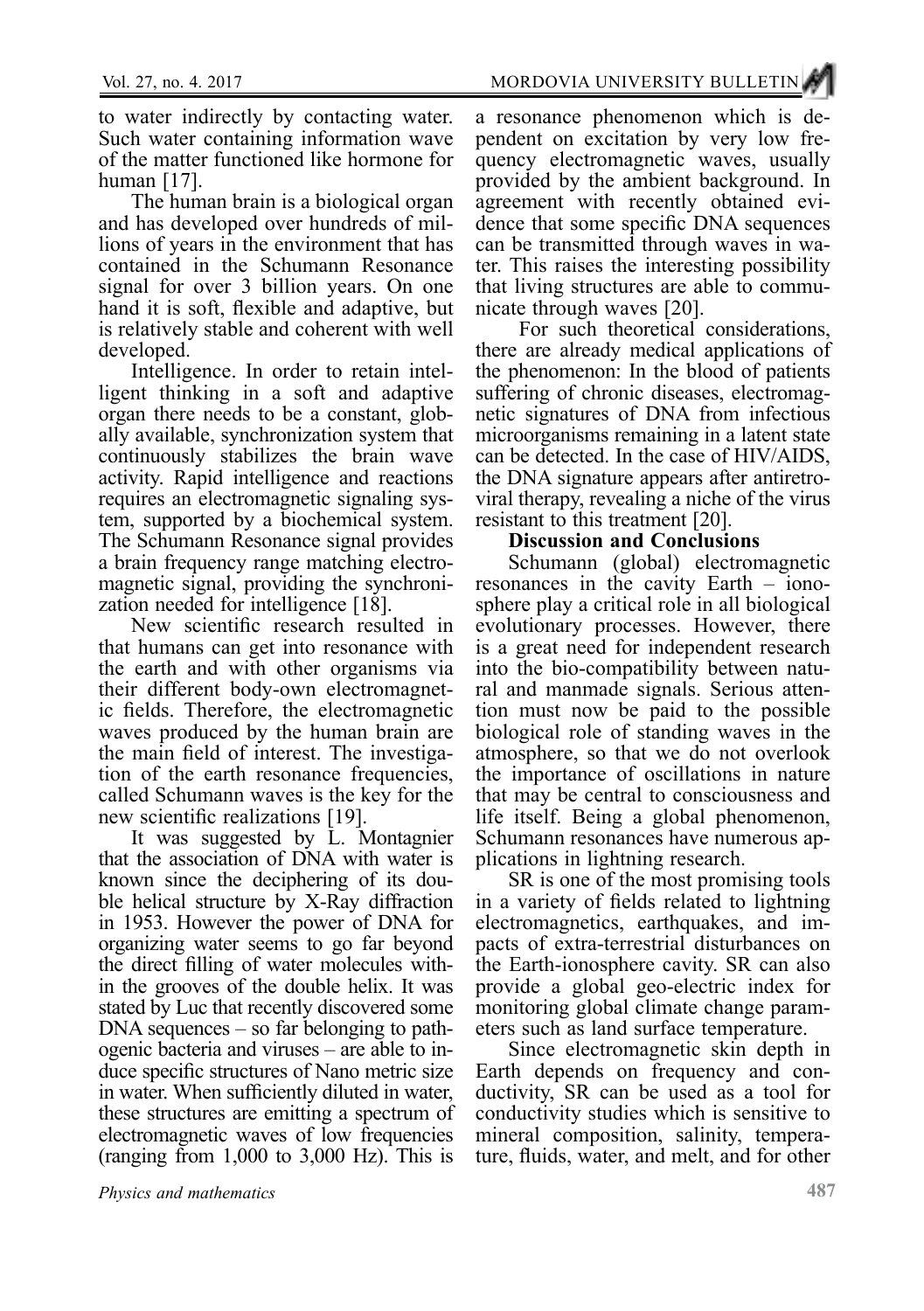to water indirectly by contacting water. Such water containing information wave of the matter functioned like hormone for human [17].

The human brain is a biological organ and has developed over hundreds of millions of years in the environment that has contained in the Schumann Resonance signal for over 3 billion years. On one hand it is soft, flexible and adaptive, but is relatively stable and coherent with well developed.

Intelligence. In order to retain intelligent thinking in a soft and adaptive organ there needs to be a constant, globally available, synchronization system that continuously stabilizes the brain wave activity. Rapid intelligence and reactions requires an electromagnetic signaling system, supported by a biochemical system. The Schumann Resonance signal provides a brain frequency range matching electromagnetic signal, providing the synchronization needed for intelligence [18].

New scientific research resulted in that humans can get into resonance with the earth and with other organisms via their different body-own electromagnetic fields. Therefore, the electromagnetic waves produced by the human brain are the main field of interest. The investigation of the earth resonance frequencies, called Schumann waves is the key for the new scientific realizations [19].

It was suggested by L. Montagnier that the association of DNA with water is known since the deciphering of its double helical structure by X-Ray diffraction in 1953. However the power of DNA for organizing water seems to go far beyond the direct filling of water molecules within the grooves of the double helix. It was stated by Luc that recently discovered some DNA sequences – so far belonging to pathogenic bacteria and viruses – are able to induce specific structures of Nano metric size in water. When sufficiently diluted in water, these structures are emitting a spectrum of electromagnetic waves of low frequencies (ranging from 1,000 to 3,000 Hz). This is a resonance phenomenon which is dependent on excitation by very low frequency electromagnetic waves, usually provided by the ambient background. In agreement with recently obtained evidence that some specific DNA sequences can be transmitted through waves in water. This raises the interesting possibility that living structures are able to communicate through waves [20].

For such theoretical considerations, there are already medical applications of the phenomenon: In the blood of patients suffering of chronic diseases, electromagnetic signatures of DNA from infectious microorganisms remaining in a latent state can be detected. In the case of HIV/AIDS, the DNA signature appears after antiretroviral therapy, revealing a niche of the virus resistant to this treatment [20].

## Discussion and Conclusions

Schumann (global) electromagnetic resonances in the cavity Earth – ionosphere play a critical role in all biological evolutionary processes. However, there is a great need for independent research into the bio-compatibility between natural and manmade signals. Serious attention must now be paid to the possible biological role of standing waves in the atmosphere, so that we do not overlook the importance of oscillations in nature that may be central to consciousness and life itself. Being a global phenomenon, Schumann resonances have numerous applications in lightning research.

SR is one of the most promising tools in a variety of fields related to lightning electromagnetics, earthquakes, and impacts of extra-terrestrial disturbances on the Earth-ionosphere cavity. SR can also provide a global geo-electric index for monitoring global climate change parameters such as land surface temperature.

Since electromagnetic skin depth in Earth depends on frequency and conductivity, SR can be used as a tool for conductivity studies which is sensitive to mineral composition, salinity, temperature, fluids, water, and melt, and for other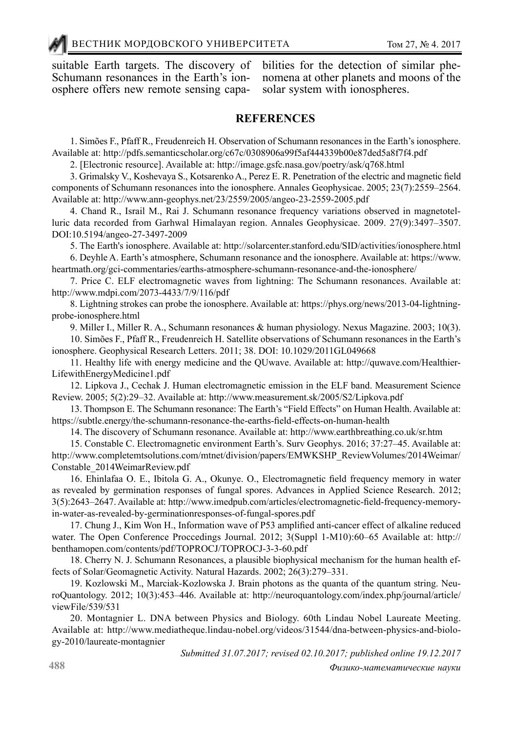suitable Earth targets. The discovery of Schumann resonances in the Earth's ionosphere offers new remote sensing capabilities for the detection of similar phenomena at other planets and moons of the solar system with ionospheres.

## REFERENCES

1. Simões F., Pfaff R., Freudenreich H. Observation of Schumann resonances in the Earth's ionosphere. Available at: http://pdfs.semanticscholar.org/c67c/0308906a99f5af444339b00e87ded5a8f7f4.pdf
2. [Electronic resource]. Available at: http://image.gsfc.nasa.gov/poetry/ask/q768.html
3. Grimalsky V., Koshevaya S., Kotsarenko A., Perez E. R. Penetration of the electric and magnetic field components of Schumann resonances into the ionosphere. Annales Geophysicae. 2005; 23(7):2559–2564. Available at: http://www.ann-geophys.net/23/2559/2005/angeo-23-2559-2005.pdf
4. Chand R., Israil M., Rai J. Schumann resonance frequency variations observed in magnetotelluric data recorded from Garhwal Himalayan region. Annales Geophysicae. 2009. 27(9):3497–3507. DOI:10.5194/angeo-27-3497-2009
5. The Earth's ionosphere. Available at: http://solarcenter.stanford.edu/SID/activities/ionosphere.html
6. Deyhle A. Earth's atmosphere, Schumann resonance and the ionosphere. Available at: https://www.heartmath.org/gci-commentaries/earths-atmosphere-schumann-resonance-and-the-ionosphere/
7. Price C. ELF electromagnetic waves from lightning: The Schumann resonances. Available at: http://www.mdpi.com/2073-4433/7/9/116/pdf
8. Lightning strokes can probe the ionosphere. Available at: https://phys.org/news/2013-04-lightning-probe-ionosphere.html
9. Miller I., Miller R. A., Schumann resonances & human physiology. Nexus Magazine. 2003; 10(3).
10. Simões F., Pfaff R., Freudenreich H. Satellite observations of Schumann resonances in the Earth's ionosphere. Geophysical Research Letters. 2011; 38. DOI: 10.1029/2011GL049668
11. Healthy life with energy medicine and the QUwave. Available at: http://quwave.com/Healthier-LifewithEnergyMedicine1.pdf
12. Lipkova J., Cechak J. Human electromagnetic emission in the ELF band. Measurement Science Review. 2005; 5(2):29–32. Available at: http://www.measurement.sk/2005/S2/Lipkova.pdf
13. Thompson E. The Schumann resonance: The Earth's "Field Effects" on Human Health. Available at: https://subtle.energy/the-schumann-resonance-the-earths-field-effects-on-human-health
14. The discovery of Schumann resonance. Available at: http://www.earthbreathing.co.uk/sr.htm
15. Constable C. Electromagnetic environment Earth's. Surv Geophys. 2016; 37:27–45. Available at: http://www.completemtsolutions.com/mtnet/division/papers/EMWKSHP_ReviewVolumes/2014Weimar/Constable_2014WeimarReview.pdf
16. Ehinlafaa O. E., Ibitola G. A., Okunye. O., Electromagnetic field frequency memory in water as revealed by germination responses of fungal spores. Advances in Applied Science Research. 2012; 3(5):2643–2647. Available at: http://www.imedpub.com/articles/electromagnetic-field-frequency-memory-in-water-as-revealed-by-germinationresponses-of-fungal-spores.pdf
17. Chung J., Kim Won H., Information wave of P53 amplified anti-cancer effect of alkaline reduced water. The Open Conference Proccedings Journal. 2012; 3(Suppl 1-M10):60–65 Available at: http://benthamopen.com/contents/pdf/TOPROCJ/TOPROCJ-3-3-60.pdf
18. Cherry N. J. Schumann Resonances, a plausible biophysical mechanism for the human health effects of Solar/Geomagnetic Activity. Natural Hazards. 2002; 26(3):279–331.
19. Kozlowski M., Marciak-Kozlowska J. Brain photons as the quanta of the quantum string. NeuroQuantology. 2012; 10(3):453–446. Available at: http://neuroquantology.com/index.php/journal/article/viewFile/539/531
20. Montagnier L. DNA between Physics and Biology. 60th Lindau Nobel Laureate Meeting. Available at: http://www.mediatheque.lindau-nobel.org/videos/31544/dna-between-physics-and-biology-2010/laureate-montagnier

*Submitted 31.07.2017; revised 02.10.2017; published online 19.12.2017*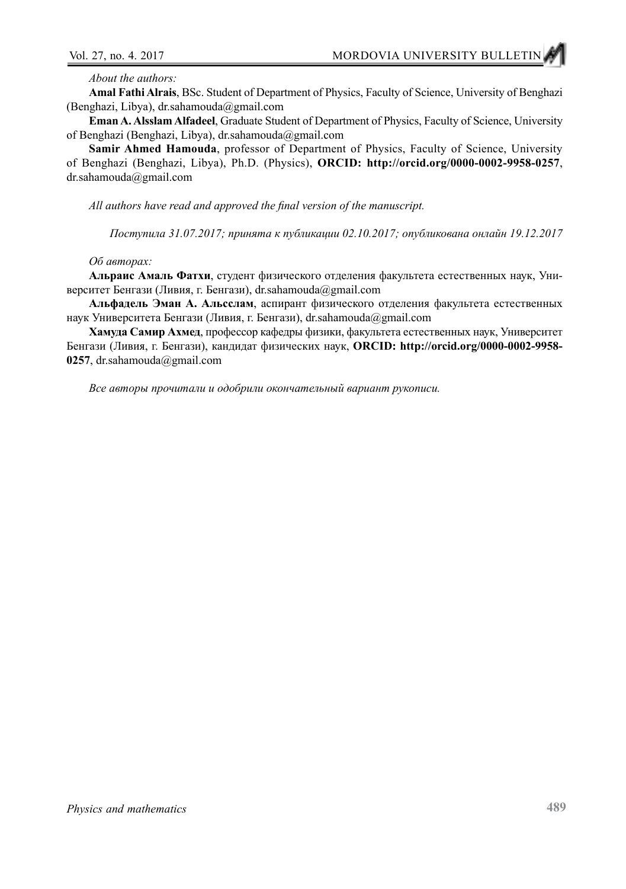*About the authors:*

**Amal Fathi Alrais**, BSc. Student of Department of Physics, Faculty of Science, University of Benghazi (Benghazi, Libya), dr.sahamouda@gmail.com

**Eman A. Alsslam Alfadeel**, Graduate Student of Department of Physics, Faculty of Science, University of Benghazi (Benghazi, Libya), dr.sahamouda@gmail.com

**Samir Ahmed Hamouda**, professor of Department of Physics, Faculty of Science, University of Benghazi (Benghazi, Libya), Ph.D. (Physics), **ORCID: http://orcid.org/0000-0002-9958-0257**, dr.sahamouda@gmail.com

*All authors have read and approved the final version of the manuscript.*

*Поступила 31.07.2017; принята к публикации 02.10.2017; опубликована онлайн 19.12.2017*

*Об авторах:*

**Альраис Амаль Фатхи**, студент физического отделения факультета естественных наук, Университет Бенгази (Ливия, г. Бенгази), dr.sahamouda@gmail.com

**Альфадель Эман А. Альсслам**, аспирант физического отделения факультета естественных наук Университета Бенгази (Ливия, г. Бенгази), dr.sahamouda@gmail.com

**Хамуда Самир Ахмед**, профессор кафедры физики, факультета естественных наук, Университет Бенгази (Ливия, г. Бенгази), кандидат физических наук, **ORCID: http://orcid.org/0000-0002-9958-0257**, dr.sahamouda@gmail.com

*Все авторы прочитали и одобрили окончательный вариант рукописи.*